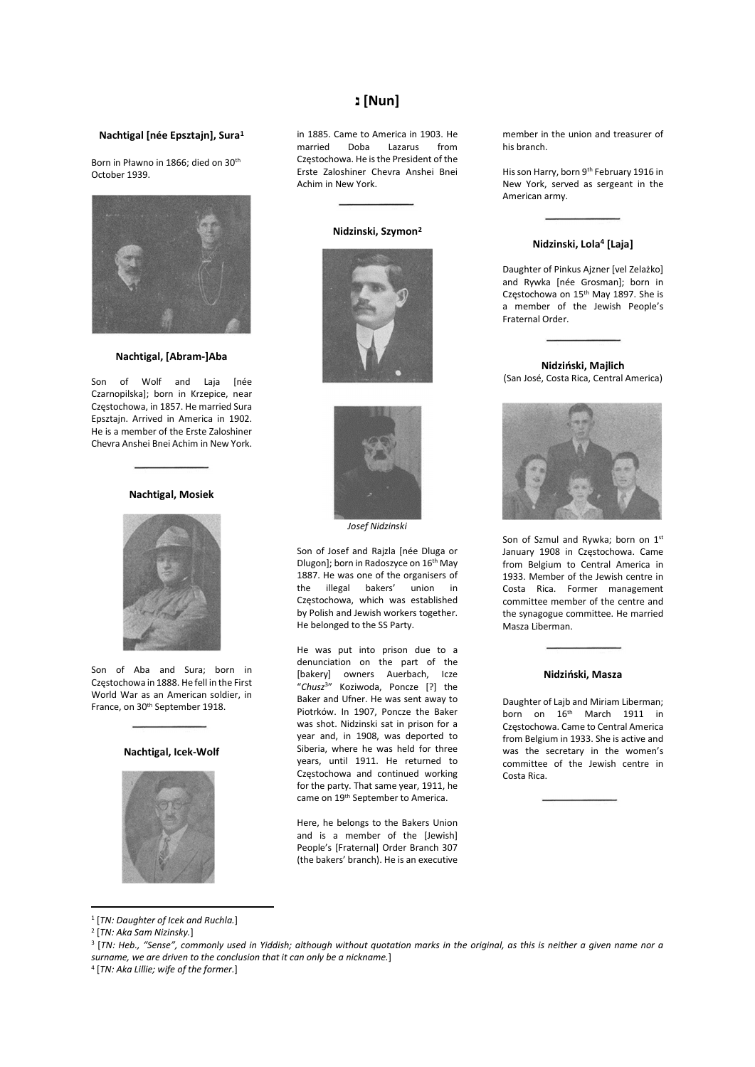# נ [Nun]

### Nachtigal [née Epsztajn], Sura[1]

Born in Pławno in 1866; died on 30th October 1939.

### Nachtigal, [Abram-]Aba

Son of Wolf and Laja [née Czarnopilska]; born in Krzepice, near Częstochowa, in 1857. He married Sura Epsztajn. Arrived in America in 1902. He is a member of the Erste Zaloshiner Chevra Anshei Bnei Achim in New York.

### Nachtigal, Mosiek

Son of Aba and Sura; born in Częstochowa in 1888. He fell in the First World War as an American soldier, in France, on 30th September 1918.

### Nachtigal, Icek-Wolf

in 1885. Came to America in 1903. He married Doba Lazarus from Częstochowa. He is the President of the Erste Zaloshiner Chevra Anshei Bnei Achim in New York.

### Nidzinski, Szymon[2]

*Josef Nidzinski*

Son of Josef and Rajzla [née Dluga or Dlugon]; born in Radoszyce on 16th May 1887. He was one of the organisers of the illegal bakers' union in Częstochowa, which was established by Polish and Jewish workers together. He belonged to the SS Party.

He was put into prison due to a denunciation on the part of the [bakery] owners Auerbach, Icze "*Chusz*[3]" Koziwoda, Poncze [?] the Baker and Ufner. He was sent away to Piotrków. In 1907, Poncze the Baker was shot. Nidzinski sat in prison for a year and, in 1908, was deported to Siberia, where he was held for three years, until 1911. He returned to Częstochowa and continued working for the party. That same year, 1911, he came on 19th September to America.

Here, he belongs to the Bakers Union and is a member of the [Jewish] People's [Fraternal] Order Branch 307 (the bakers' branch). He is an executive member in the union and treasurer of his branch.

His son Harry, born 9th February 1916 in New York, served as sergeant in the American army.

### Nidzinski, Lola[4] [Laja]

Daughter of Pinkus Ajzner [vel Zelażko] and Rywka [née Grosman]; born in Częstochowa on 15th May 1897. She is a member of the Jewish People's Fraternal Order.

### Nidziński, Majlich

(San José, Costa Rica, Central America)

Son of Szmul and Rywka; born on 1st January 1908 in Częstochowa. Came from Belgium to Central America in 1933. Member of the Jewish centre in Costa Rica. Former management committee member of the centre and the synagogue committee. He married Masza Liberman.

### Nidziński, Masza

Daughter of Lajb and Miriam Liberman; born on 16th March 1911 in Częstochowa. Came to Central America from Belgium in 1933. She is active and was the secretary in the women's committee of the Jewish centre in Costa Rica.

---

[1] [*TN: Daughter of Icek and Ruchla.*]

[2] [*TN: Aka Sam Nizinsky.*]

[3] [*TN: Heb., "Sense", commonly used in Yiddish; although without quotation marks in the original, as this is neither a given name nor a surname, we are driven to the conclusion that it can only be a nickname.*]

[4] [*TN: Aka Lillie; wife of the former.*]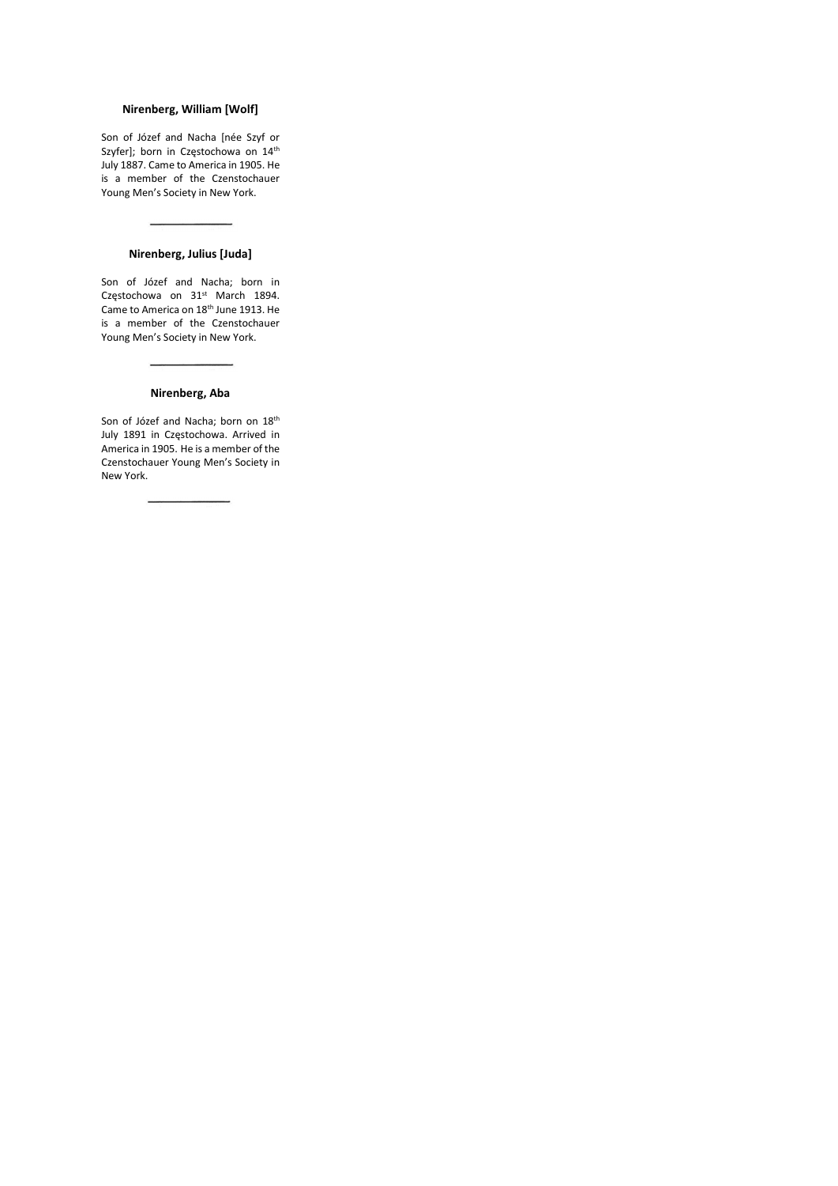**Nirenberg, William [Wolf]**

Son of Józef and Nacha [née Szyf or Szyfer]; born in Częstochowa on 14th July 1887. Came to America in 1905. He is a member of the Czenstochauer Young Men's Society in New York.

---

**Nirenberg, Julius [Juda]**

Son of Józef and Nacha; born in Częstochowa on 31st March 1894. Came to America on 18th June 1913. He is a member of the Czenstochauer Young Men's Society in New York.

---

**Nirenberg, Aba**

Son of Józef and Nacha; born on 18th July 1891 in Częstochowa. Arrived in America in 1905. He is a member of the Czenstochauer Young Men's Society in New York.

---